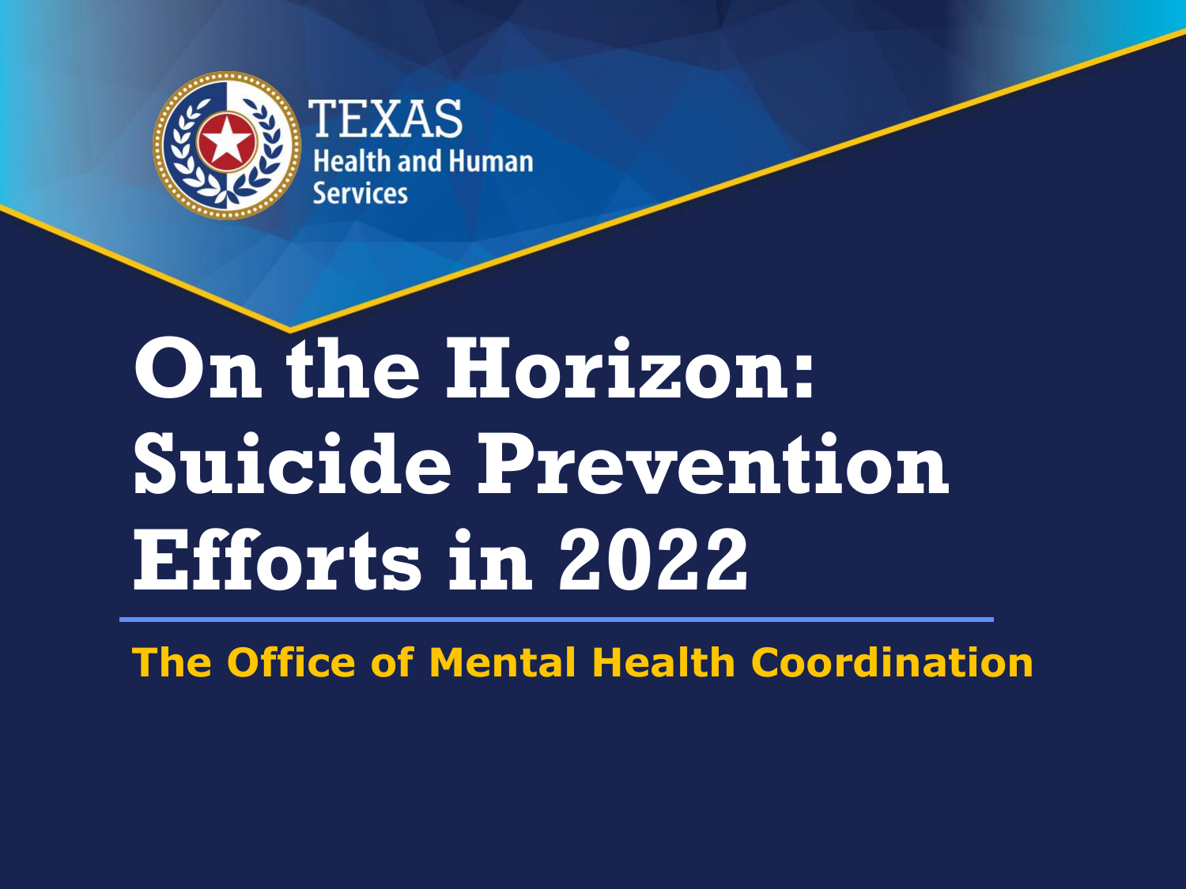TEXAS
Health and Human Services

# On the Horizon: Suicide Prevention Efforts in 2022

## The Office of Mental Health Coordination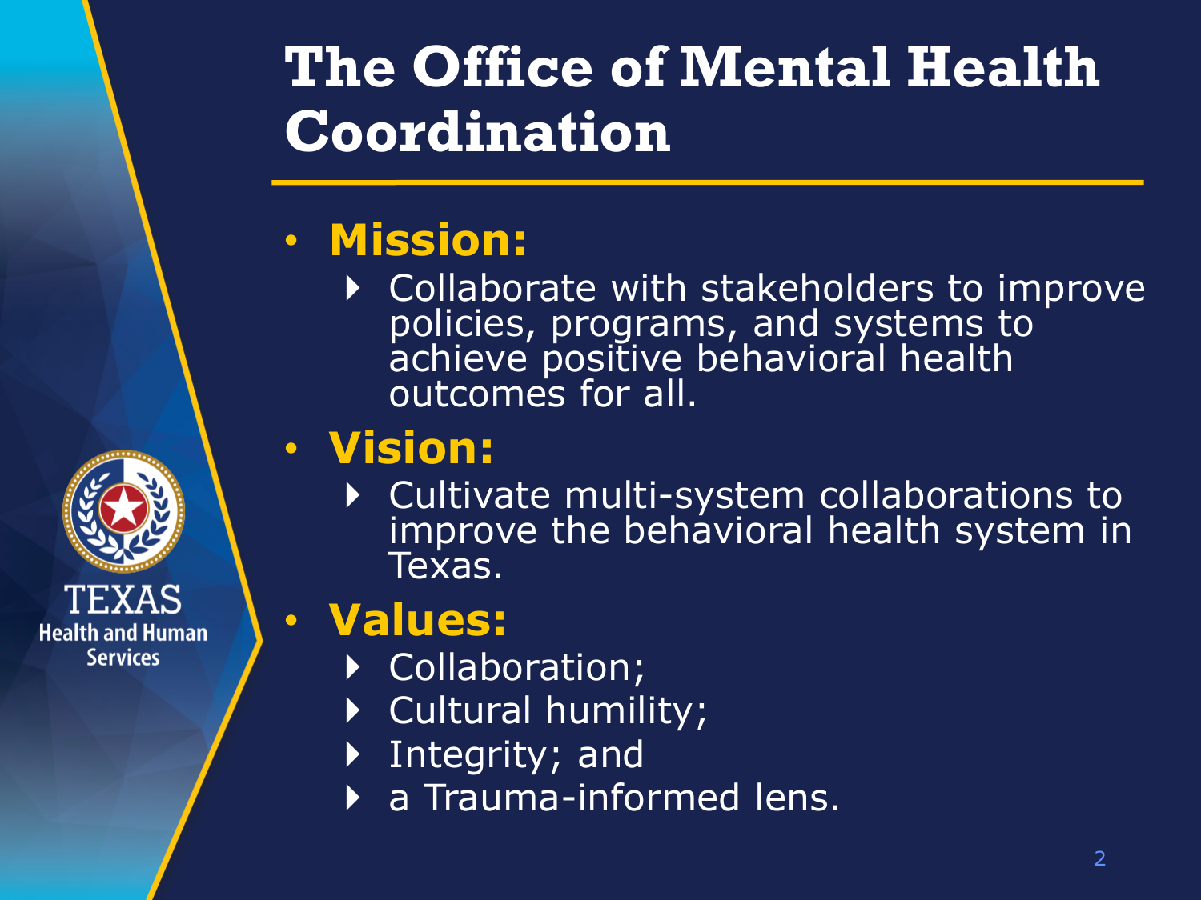# The Office of Mental Health Coordination

- **Mission:**
  - Collaborate with stakeholders to improve policies, programs, and systems to achieve positive behavioral health outcomes for all.
- **Vision:**
  - Cultivate multi-system collaborations to improve the behavioral health system in Texas.
- **Values:**
  - Collaboration;
  - Cultural humility;
  - Integrity; and
  - a Trauma-informed lens.

TEXAS Health and Human Services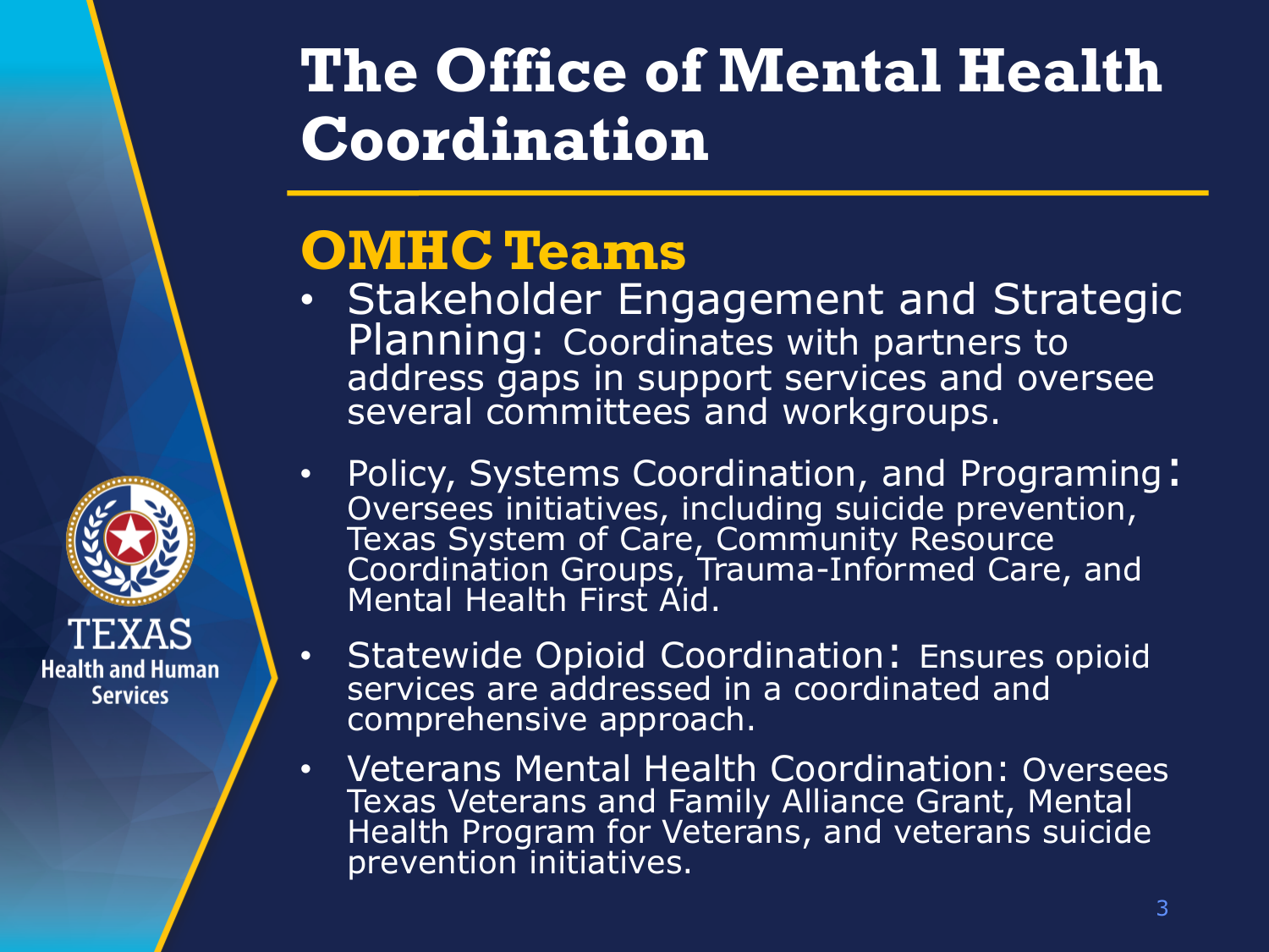# The Office of Mental Health Coordination

## OMHC Teams

- Stakeholder Engagement and Strategic Planning: Coordinates with partners to address gaps in support services and oversee several committees and workgroups.
- Policy, Systems Coordination, and Programing: Oversees initiatives, including suicide prevention, Texas System of Care, Community Resource Coordination Groups, Trauma-Informed Care, and Mental Health First Aid.
- Statewide Opioid Coordination: Ensures opioid services are addressed in a coordinated and comprehensive approach.
- Veterans Mental Health Coordination: Oversees Texas Veterans and Family Alliance Grant, Mental Health Program for Veterans, and veterans suicide prevention initiatives.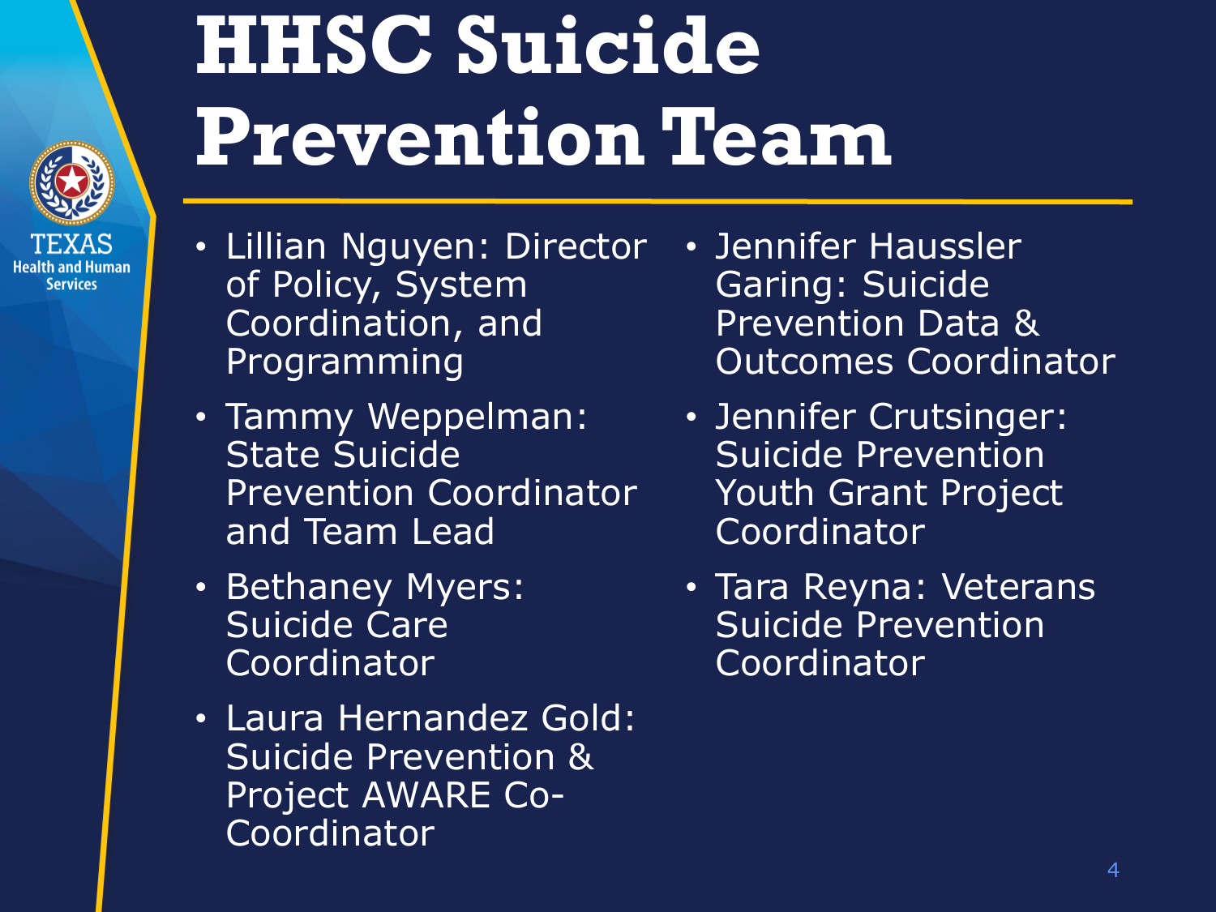# HHSC Suicide Prevention Team

- Lillian Nguyen: Director of Policy, System Coordination, and Programming
- Tammy Weppelman: State Suicide Prevention Coordinator and Team Lead
- Bethaney Myers: Suicide Care Coordinator
- Laura Hernandez Gold: Suicide Prevention & Project AWARE Co-Coordinator
- Jennifer Haussler Garing: Suicide Prevention Data & Outcomes Coordinator
- Jennifer Crutsinger: Suicide Prevention Youth Grant Project Coordinator
- Tara Reyna: Veterans Suicide Prevention Coordinator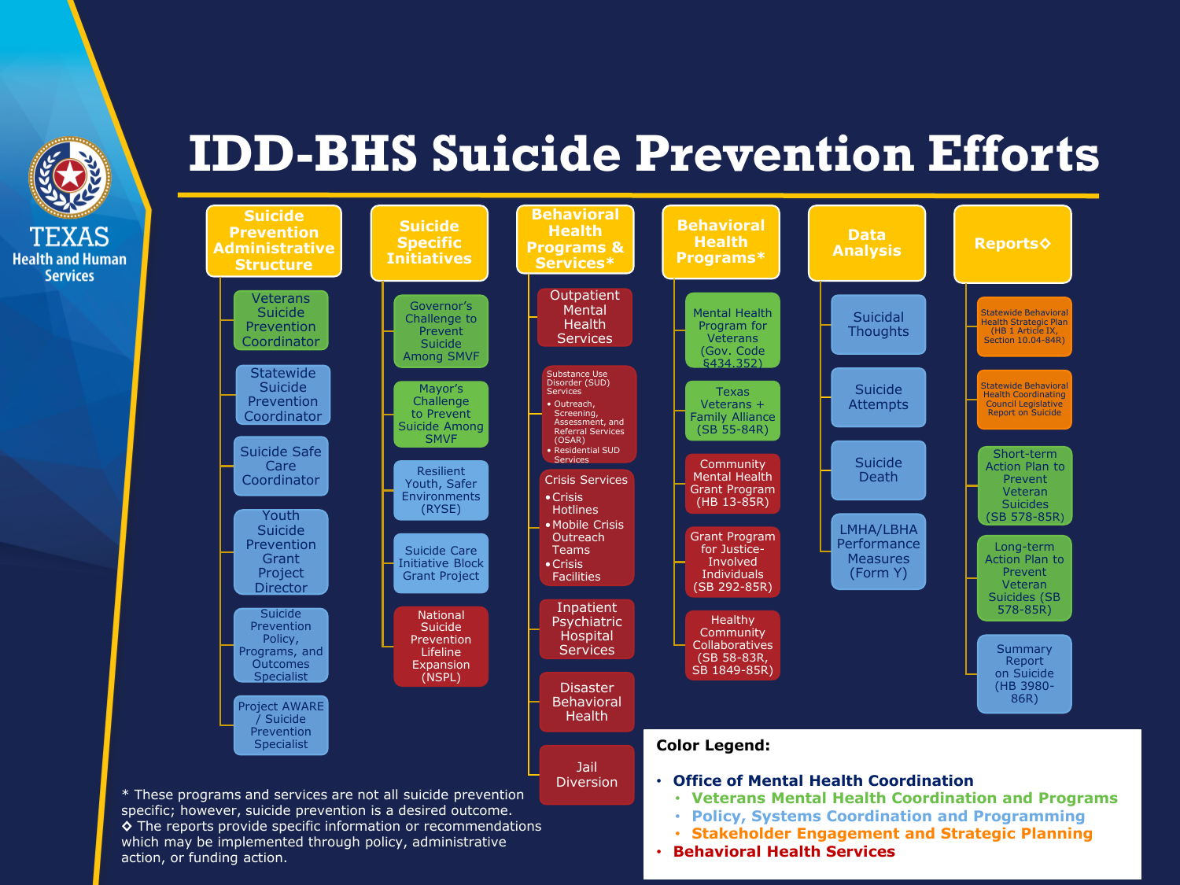# IDD-BHS Suicide Prevention Efforts

## Suicide Prevention Administrative Structure

- Veterans Suicide Prevention Coordinator
- Statewide Suicide Prevention Coordinator
- Suicide Safe Care Coordinator
- Youth Suicide Prevention Grant Project Director
- Suicide Prevention Policy, Programs, and Outcomes Specialist
- Project AWARE / Suicide Prevention Specialist

## Suicide Specific Initiatives

- Governor's Challenge to Prevent Suicide Among SMVF
- Mayor's Challenge to Prevent Suicide Among SMVF
- Resilient Youth, Safer Environments (RYSE)
- Suicide Care Initiative Block Grant Project
- National Suicide Prevention Lifeline Expansion (NSPL)

## Behavioral Health Programs & Services*

- Outpatient Mental Health Services
- Substance Use Disorder (SUD) Services
  - Outreach, Screening, Assessment, and Referral Services (OSAR)
  - Residential SUD Services
- Crisis Services
  - Crisis Hotlines
  - Mobile Crisis Outreach Teams
  - Crisis Facilities
- Inpatient Psychiatric Hospital Services
- Disaster Behavioral Health
- Jail Diversion

## Behavioral Health Programs*

- Mental Health Program for Veterans (Gov. Code §434.352)
- Texas Veterans + Family Alliance (SB 55-84R)
- Community Mental Health Grant Program (HB 13-85R)
- Grant Program for Justice-Involved Individuals (SB 292-85R)
- Healthy Community Collaboratives (SB 58-83R, SB 1849-85R)

## Data Analysis

- Suicidal Thoughts
- Suicide Attempts
- Suicide Death
- LMHA/LBHA Performance Measures (Form Y)

## Reports◇

- Statewide Behavioral Health Strategic Plan (HB 1 Article IX, Section 10.04-84R)
- Statewide Behavioral Health Coordinating Council Legislative Report on Suicide
- Short-term Action Plan to Prevent Veteran Suicides (SB 578-85R)
- Long-term Action Plan to Prevent Veteran Suicides (SB 578-85R)
- Summary Report on Suicide (HB 3980-86R)

\* These programs and services are not all suicide prevention specific; however, suicide prevention is a desired outcome.
◇ The reports provide specific information or recommendations which may be implemented through policy, administrative action, or funding action.

**Color Legend:**

- **Office of Mental Health Coordination**
  - **Veterans Mental Health Coordination and Programs**
  - **Policy, Systems Coordination and Programming**
  - **Stakeholder Engagement and Strategic Planning**
- **Behavioral Health Services**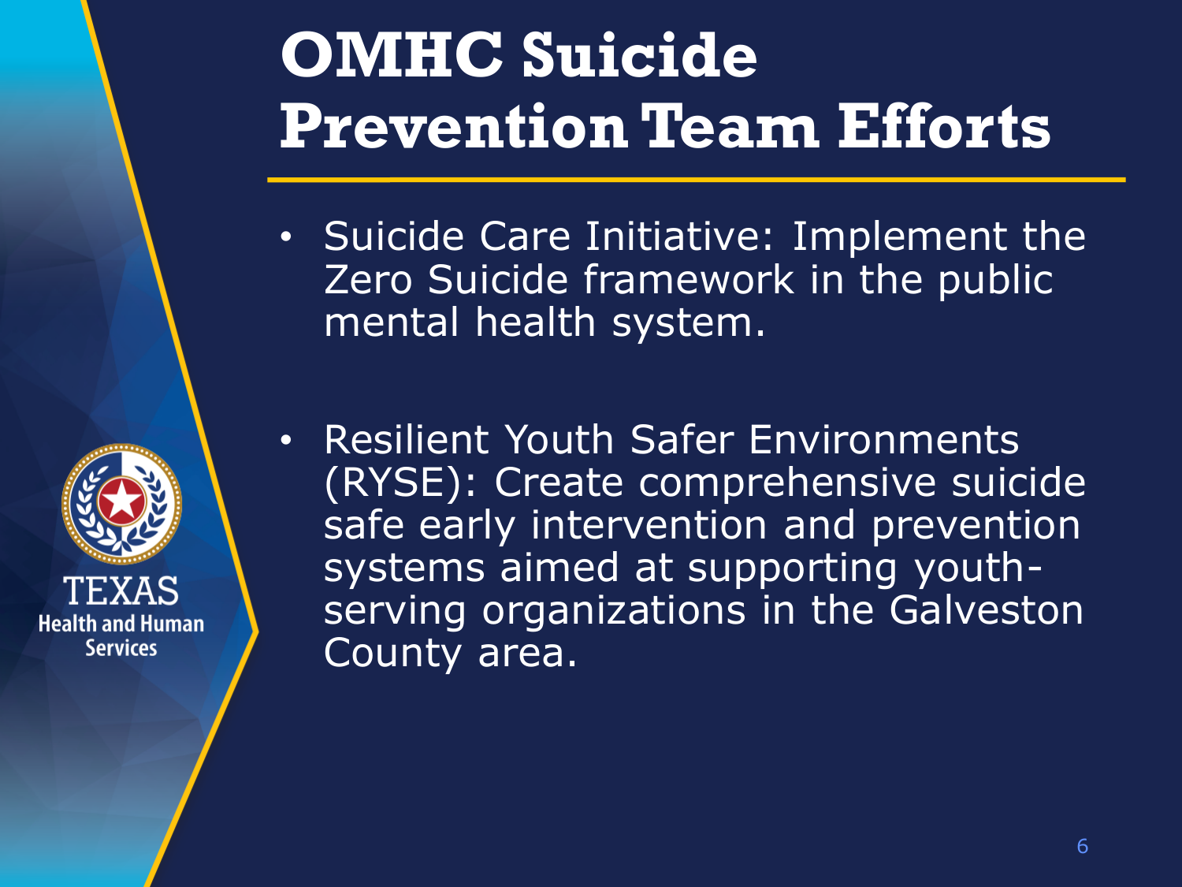# OMHC Suicide Prevention Team Efforts

- Suicide Care Initiative: Implement the Zero Suicide framework in the public mental health system.

- Resilient Youth Safer Environments (RYSE): Create comprehensive suicide safe early intervention and prevention systems aimed at supporting youth-serving organizations in the Galveston County area.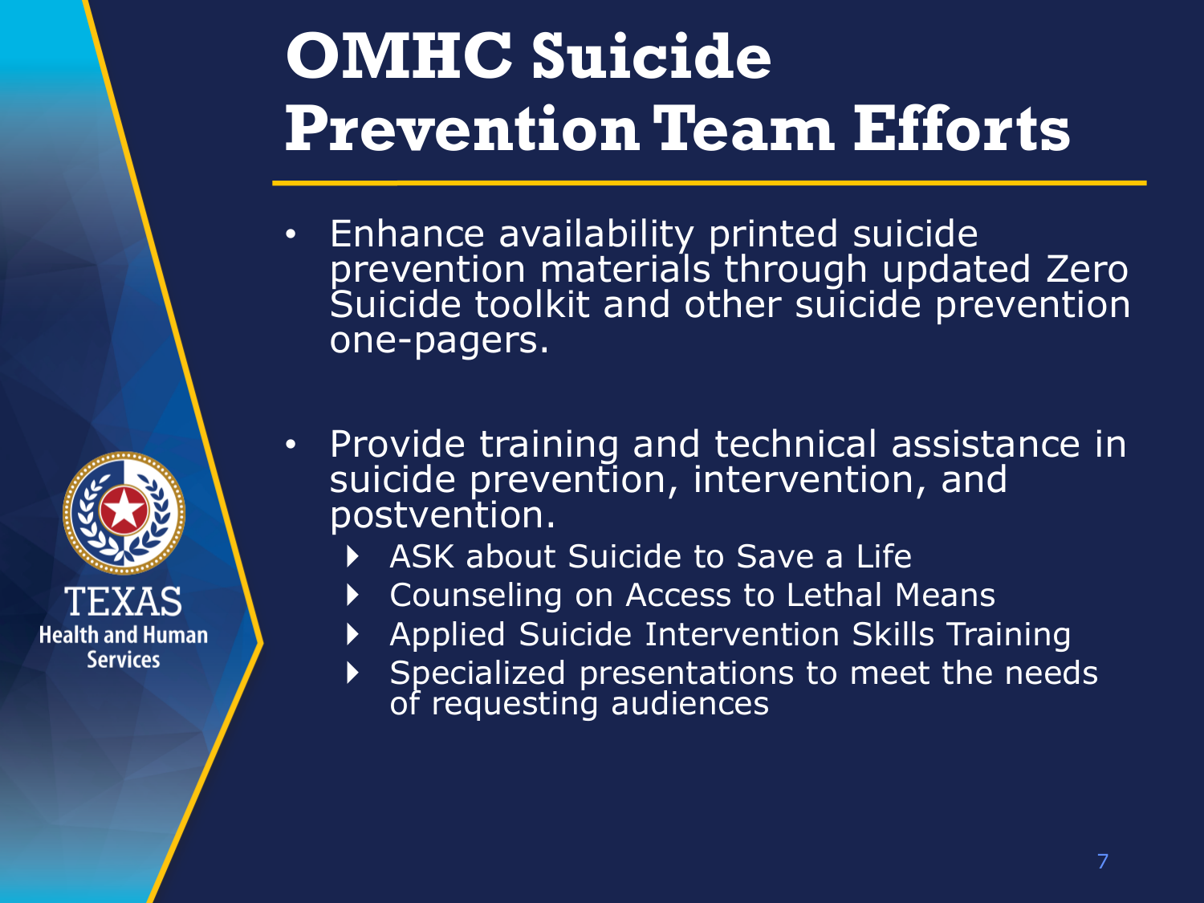# OMHC Suicide Prevention Team Efforts

- Enhance availability printed suicide prevention materials through updated Zero Suicide toolkit and other suicide prevention one-pagers.

- Provide training and technical assistance in suicide prevention, intervention, and postvention.
  - ASK about Suicide to Save a Life
  - Counseling on Access to Lethal Means
  - Applied Suicide Intervention Skills Training
  - Specialized presentations to meet the needs of requesting audiences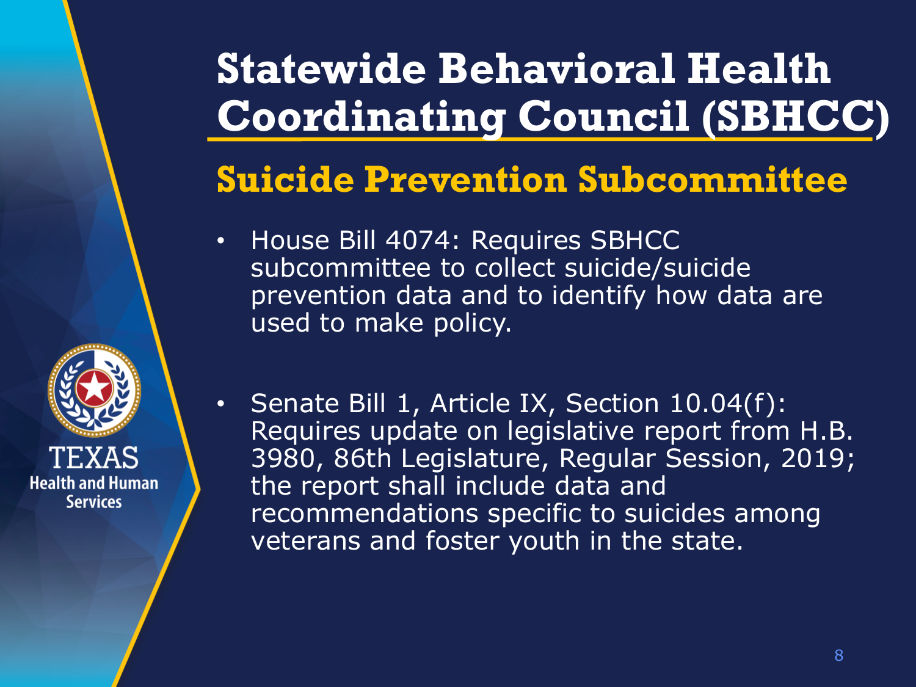# Statewide Behavioral Health Coordinating Council (SBHCC)

## Suicide Prevention Subcommittee

- House Bill 4074: Requires SBHCC subcommittee to collect suicide/suicide prevention data and to identify how data are used to make policy.

- Senate Bill 1, Article IX, Section 10.04(f): Requires update on legislative report from H.B. 3980, 86th Legislature, Regular Session, 2019; the report shall include data and recommendations specific to suicides among veterans and foster youth in the state.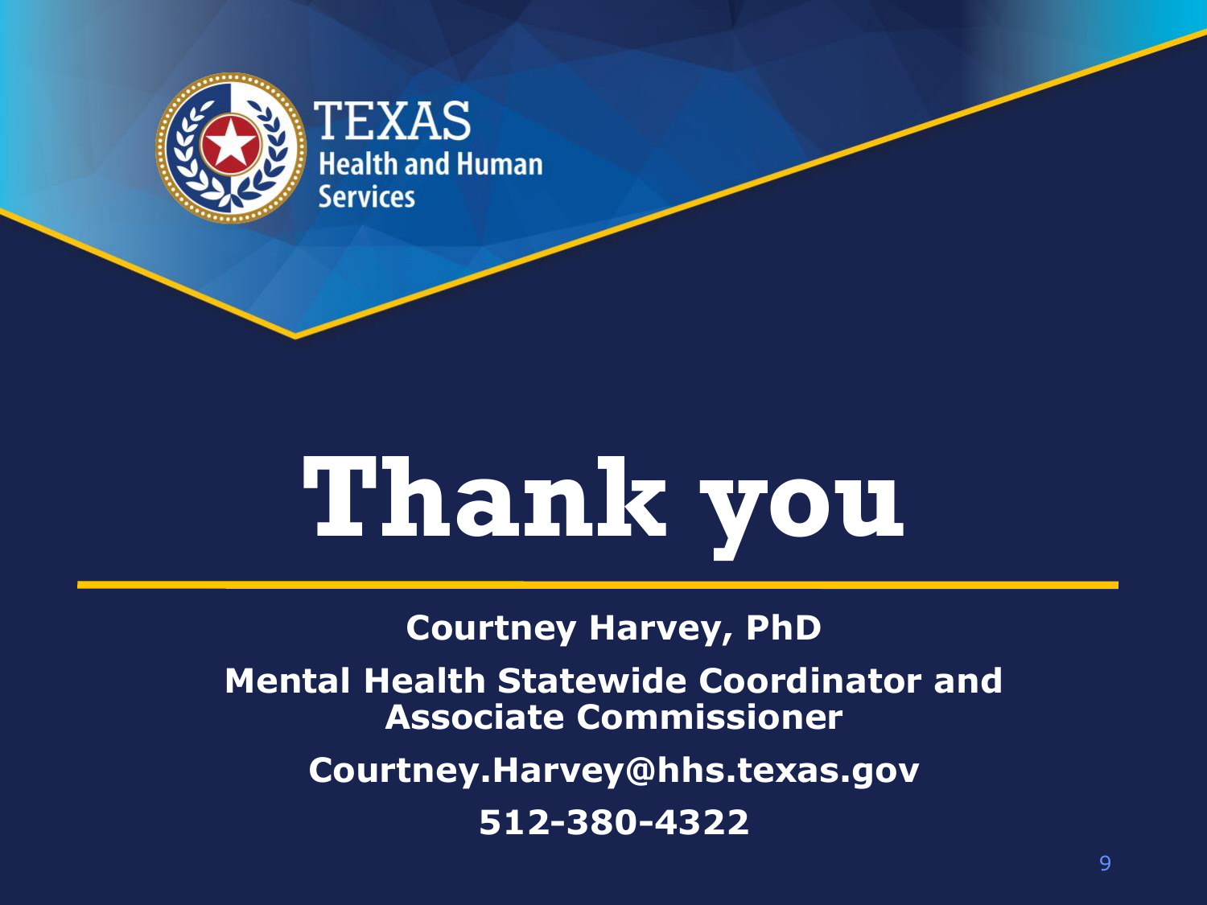TEXAS
Health and Human Services

# Thank you

**Courtney Harvey, PhD**

**Mental Health Statewide Coordinator and Associate Commissioner**

**Courtney.Harvey@hhs.texas.gov**

**512-380-4322**